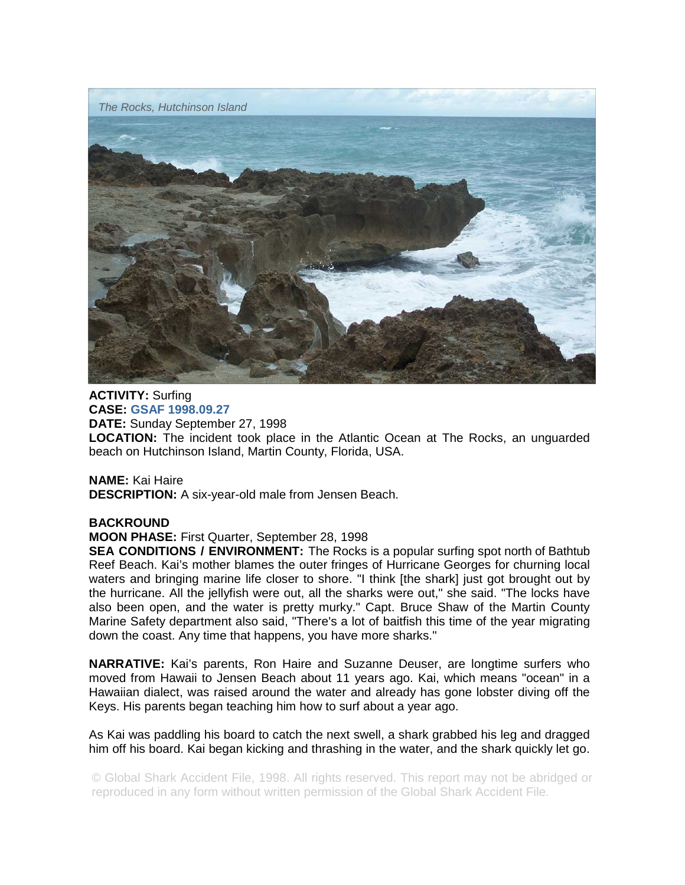*The Rocks, Hutchinson Island*

**ACTIVITY:** Surfing
**CASE:** **GSAF 1998.09.27**
**DATE:** Sunday September 27, 1998
**LOCATION:** The incident took place in the Atlantic Ocean at The Rocks, an unguarded beach on Hutchinson Island, Martin County, Florida, USA.

**NAME:** Kai Haire
**DESCRIPTION:** A six-year-old male from Jensen Beach.

**BACKROUND**
**MOON PHASE:** First Quarter, September 28, 1998
**SEA CONDITIONS / ENVIRONMENT:** The Rocks is a popular surfing spot north of Bathtub Reef Beach. Kai's mother blames the outer fringes of Hurricane Georges for churning local waters and bringing marine life closer to shore. "I think [the shark] just got brought out by the hurricane. All the jellyfish were out, all the sharks were out," she said. "The locks have also been open, and the water is pretty murky." Capt. Bruce Shaw of the Martin County Marine Safety department also said, "There's a lot of baitfish this time of the year migrating down the coast. Any time that happens, you have more sharks."

**NARRATIVE:** Kai's parents, Ron Haire and Suzanne Deuser, are longtime surfers who moved from Hawaii to Jensen Beach about 11 years ago. Kai, which means "ocean" in a Hawaiian dialect, was raised around the water and already has gone lobster diving off the Keys. His parents began teaching him how to surf about a year ago.

As Kai was paddling his board to catch the next swell, a shark grabbed his leg and dragged him off his board. Kai began kicking and thrashing in the water, and the shark quickly let go.

© Global Shark Accident File, 1998. All rights reserved. This report may not be abridged or reproduced in any form without written permission of the Global Shark Accident File.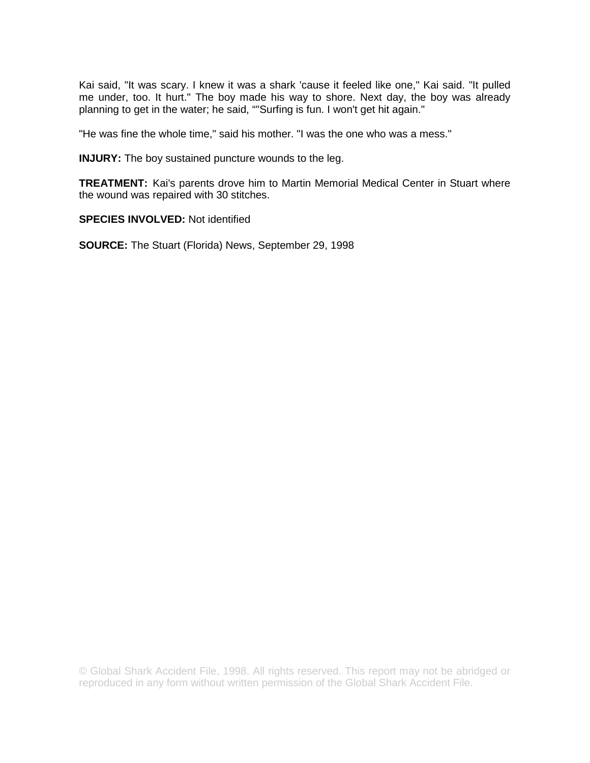Kai said, "It was scary. I knew it was a shark 'cause it feeled like one," Kai said. "It pulled me under, too. It hurt." The boy made his way to shore. Next day, the boy was already planning to get in the water; he said, “"Surfing is fun. I won't get hit again."

"He was fine the whole time," said his mother. "I was the one who was a mess."

**INJURY:** The boy sustained puncture wounds to the leg.

**TREATMENT:** Kai's parents drove him to Martin Memorial Medical Center in Stuart where the wound was repaired with 30 stitches.

**SPECIES INVOLVED:** Not identified

**SOURCE:** The Stuart (Florida) News, September 29, 1998

© Global Shark Accident File, 1998. All rights reserved. This report may not be abridged or reproduced in any form without written permission of the Global Shark Accident File.